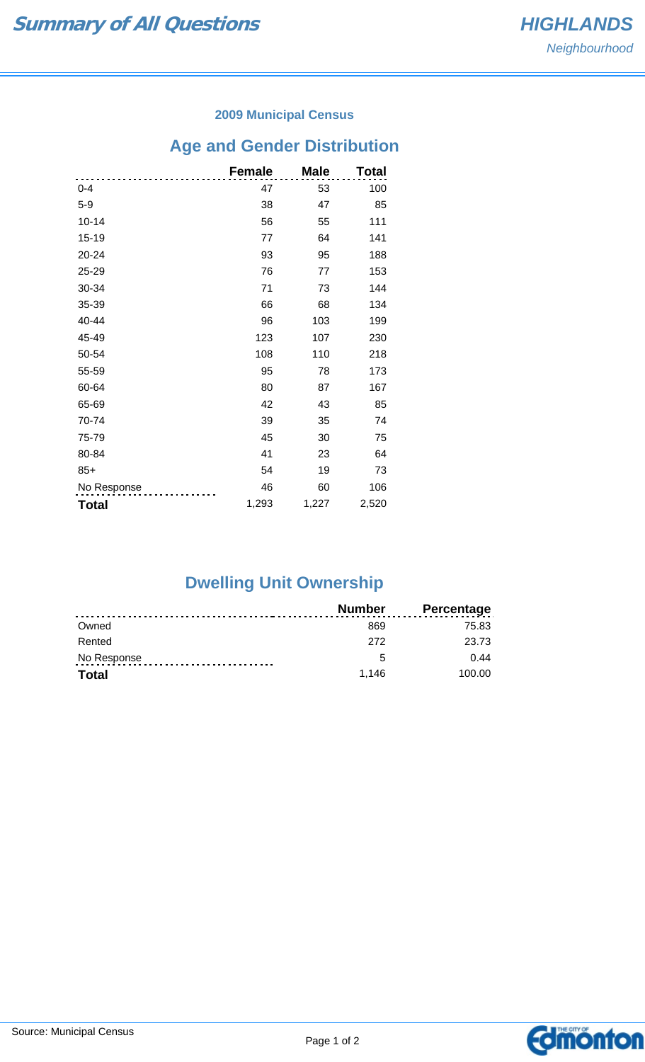# Summary of All Questions

**HIGHLANDS**
*Neighbourhood*

### 2009 Municipal Census

## Age and Gender Distribution

| | Female | Male | Total |
|---|---|---|---|
| 0-4 | 47 | 53 | 100 |
| 5-9 | 38 | 47 | 85 |
| 10-14 | 56 | 55 | 111 |
| 15-19 | 77 | 64 | 141 |
| 20-24 | 93 | 95 | 188 |
| 25-29 | 76 | 77 | 153 |
| 30-34 | 71 | 73 | 144 |
| 35-39 | 66 | 68 | 134 |
| 40-44 | 96 | 103 | 199 |
| 45-49 | 123 | 107 | 230 |
| 50-54 | 108 | 110 | 218 |
| 55-59 | 95 | 78 | 173 |
| 60-64 | 80 | 87 | 167 |
| 65-69 | 42 | 43 | 85 |
| 70-74 | 39 | 35 | 74 |
| 75-79 | 45 | 30 | 75 |
| 80-84 | 41 | 23 | 64 |
| 85+ | 54 | 19 | 73 |
| No Response | 46 | 60 | 106 |
| **Total** | 1,293 | 1,227 | 2,520 |

## Dwelling Unit Ownership

| | Number | Percentage |
|---|---|---|
| Owned | 869 | 75.83 |
| Rented | 272 | 23.73 |
| No Response | 5 | 0.44 |
| **Total** | 1,146 | 100.00 |

Source: Municipal Census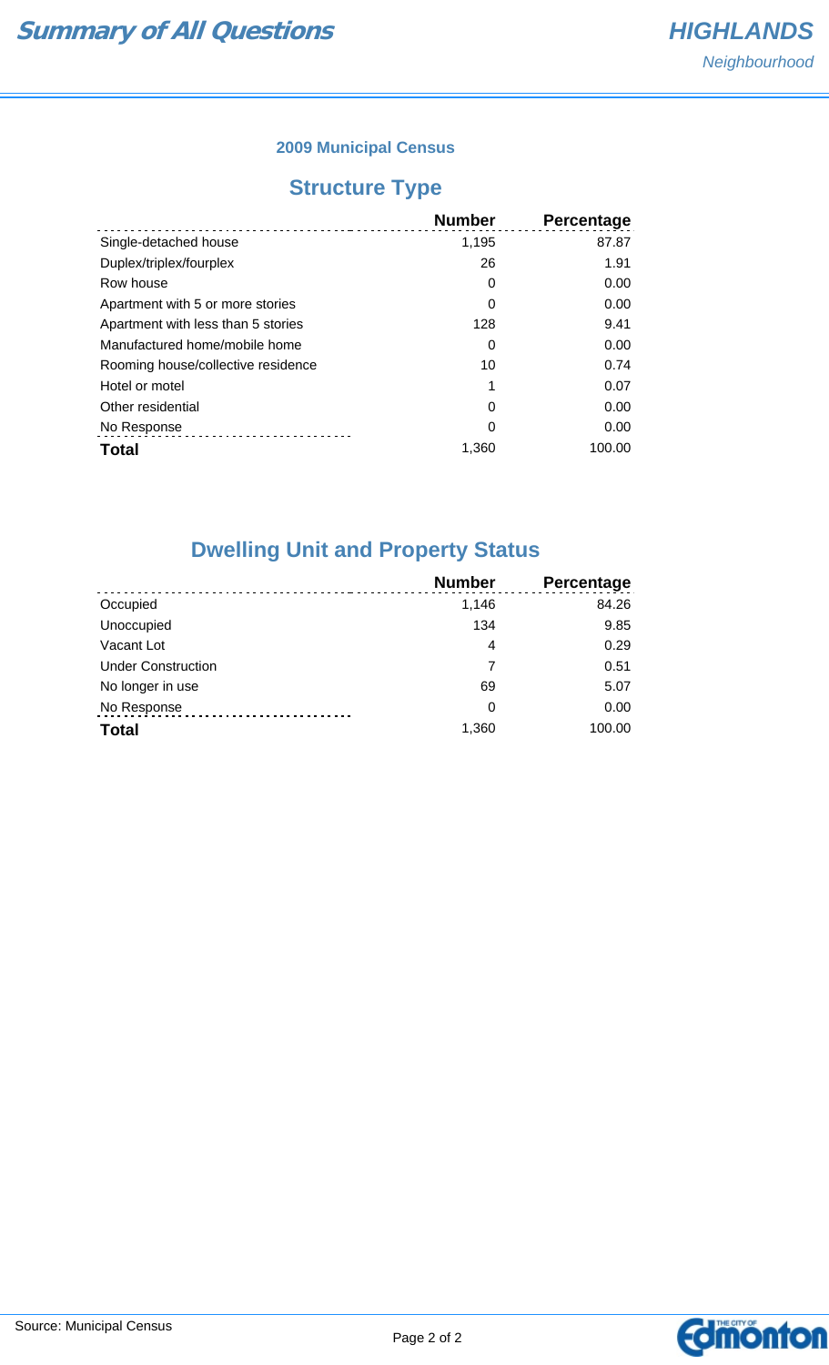**2009 Municipal Census**

## Structure Type

| | Number | Percentage |
|---|---|---|
| Single-detached house | 1,195 | 87.87 |
| Duplex/triplex/fourplex | 26 | 1.91 |
| Row house | 0 | 0.00 |
| Apartment with 5 or more stories | 0 | 0.00 |
| Apartment with less than 5 stories | 128 | 9.41 |
| Manufactured home/mobile home | 0 | 0.00 |
| Rooming house/collective residence | 10 | 0.74 |
| Hotel or motel | 1 | 0.07 |
| Other residential | 0 | 0.00 |
| No Response | 0 | 0.00 |
| **Total** | 1,360 | 100.00 |

## Dwelling Unit and Property Status

| | Number | Percentage |
|---|---|---|
| Occupied | 1,146 | 84.26 |
| Unoccupied | 134 | 9.85 |
| Vacant Lot | 4 | 0.29 |
| Under Construction | 7 | 0.51 |
| No longer in use | 69 | 5.07 |
| No Response | 0 | 0.00 |
| **Total** | 1,360 | 100.00 |

Source: Municipal Census